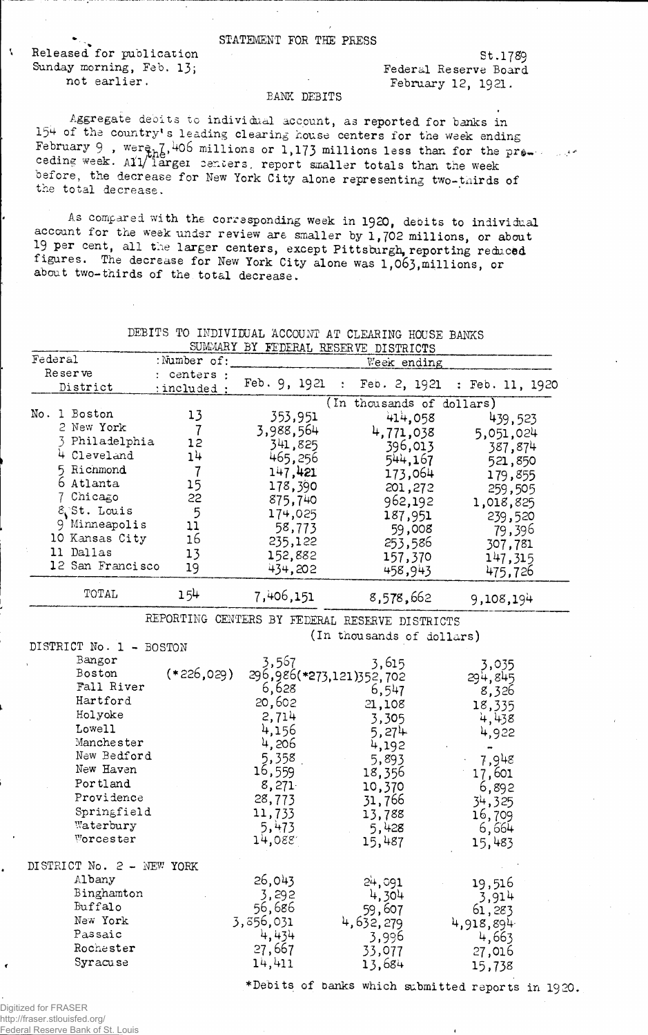STATEMENT FOR THE PRESS

Released for publication Sunday morning, Feb. 13; not earlier.

St.1789
Federal Reserve Board
February 12, 1921.

BANK DEBITS

Aggregate debits to individual account, as reported for banks in 154 of the country's leading clearing house centers for the week ending February 9, were 7,406 millions or 1,173 millions less than for the preceding week. All the larger centers report smaller totals than the week before, the decrease for New York City alone representing two-thirds of the total decrease.

As compared with the corresponding week in 1920, debits to individual account for the week under review are smaller by 1,702 millions, or about 19 per cent, all the larger centers, except Pittsburgh, reporting reduced figures. The decrease for New York City alone was 1,063 millions, or about two-thirds of the total decrease.

DEBITS TO INDIVIDUAL ACCOUNT AT CLEARING HOUSE BANKS
SUMMARY BY FEDERAL RESERVE DISTRICTS

| Federal Reserve District | Number of centers included | Week ending Feb. 9, 1921 | Feb. 2, 1921 | Feb. 11, 1920 |
|---|---|---|---|---|
| | | (In thousands of dollars) | | |
| No. 1 Boston | 13 | 353,951 | 414,058 | 439,523 |
| 2 New York | 7 | 3,988,564 | 4,771,038 | 5,051,024 |
| 3 Philadelphia | 12 | 341,825 | 396,013 | 387,874 |
| 4 Cleveland | 14 | 465,256 | 544,167 | 521,850 |
| 5 Richmond | 7 | 147,421 | 173,064 | 179,855 |
| 6 Atlanta | 15 | 178,390 | 201,272 | 259,505 |
| 7 Chicago | 22 | 875,740 | 962,192 | 1,018,825 |
| 8 St. Louis | 5 | 174,025 | 187,951 | 239,520 |
| 9 Minneapolis | 11 | 58,773 | 59,008 | 79,396 |
| 10 Kansas City | 16 | 235,122 | 253,586 | 307,781 |
| 11 Dallas | 13 | 152,882 | 157,370 | 147,315 |
| 12 San Francisco | 19 | 434,202 | 458,943 | 475,726 |
| TOTAL | 154 | 7,406,151 | 8,578,662 | 9,108,194 |

REPORTING CENTERS BY FEDERAL RESERVE DISTRICTS
(In thousands of dollars)

| | Feb. 9, 1921 | Feb. 2, 1921 | Feb. 11, 1920 |
|---|---|---|---|
| **DISTRICT No. 1 - BOSTON** | | | |
| Bangor | 3,567 | 3,615 | 3,035 |
| Boston (*226,029) | 296,986 (*273,121) | 352,702 | 294,845 |
| Fall River | 6,628 | 6,547 | 8,326 |
| Hartford | 20,602 | 21,108 | 18,335 |
| Holyoke | 2,714 | 3,305 | 4,438 |
| Lowell | 4,156 | 5,274 | 4,922 |
| Manchester | 4,206 | 4,192 | - |
| New Bedford | 5,358 | 5,893 | 7,948 |
| New Haven | 16,559 | 18,356 | 17,601 |
| Portland | 8,271 | 10,370 | 6,892 |
| Providence | 28,773 | 31,766 | 34,325 |
| Springfield | 11,733 | 13,788 | 16,709 |
| Waterbury | 5,473 | 5,428 | 6,664 |
| Worcester | 14,088 | 15,487 | 15,483 |
| **DISTRICT No. 2 - NEW YORK** | | | |
| Albany | 26,043 | 24,091 | 19,516 |
| Binghamton | 3,292 | 4,304 | 3,914 |
| Buffalo | 56,686 | 59,607 | 61,283 |
| New York | 3,856,031 | 4,632,279 | 4,918,894 |
| Passaic | 4,434 | 3,996 | 4,663 |
| Rochester | 27,667 | 33,077 | 27,016 |
| Syracuse | 14,411 | 13,684 | 15,738 |

*Debits of banks which submitted reports in 1920.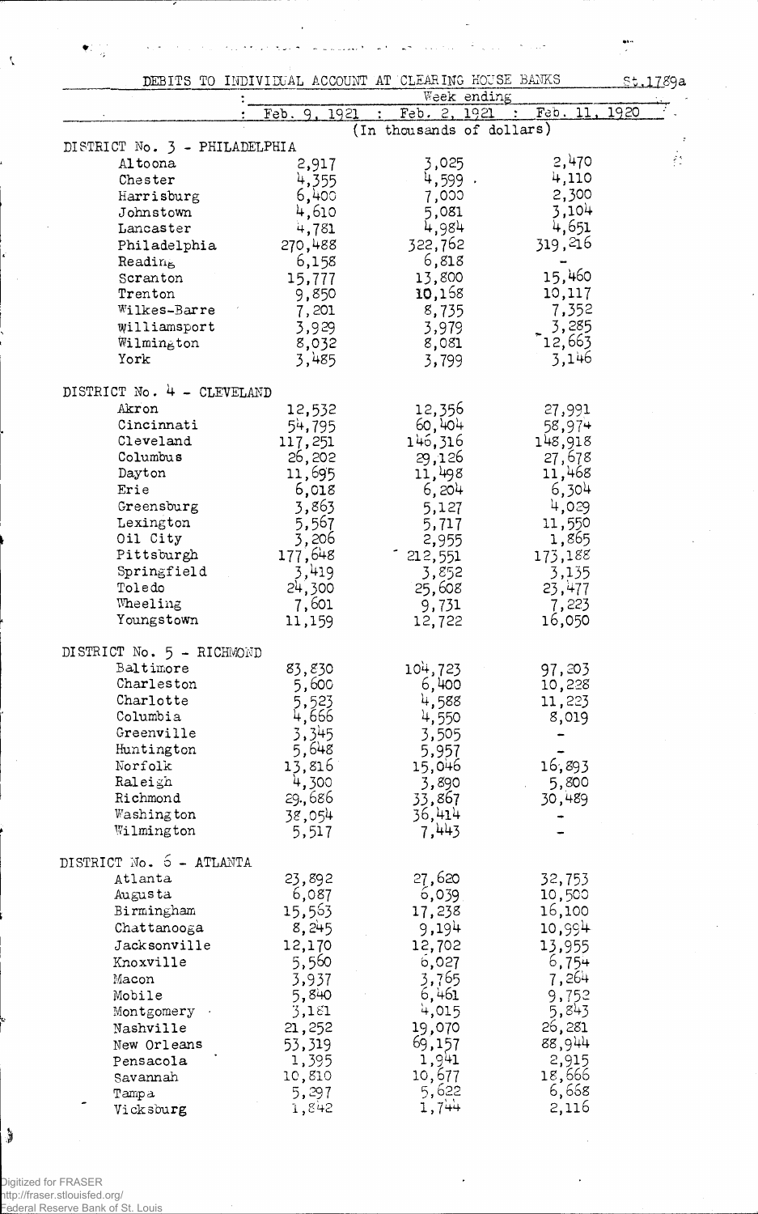St.1789a

DEBITS TO INDIVIDUAL ACCOUNT AT CLEARING HOUSE BANKS

| | Week ending | | |
|---|---|---|---|
| | Feb. 9, 1921 | Feb. 2, 1921 | Feb. 11, 1920 |
| | (In thousands of dollars) | | |
| **DISTRICT No. 3 - PHILADELPHIA** | | | |
| Altoona | 2,917 | 3,025 | 2,470 |
| Chester | 4,355 | 4,599 | 4,110 |
| Harrisburg | 6,400 | 7,000 | 2,300 |
| Johnstown | 4,610 | 5,081 | 3,104 |
| Lancaster | 4,781 | 4,984 | 4,651 |
| Philadelphia | 270,488 | 322,762 | 319,216 |
| Reading | 6,158 | 6,818 | - |
| Scranton | 15,777 | 13,800 | 15,460 |
| Trenton | 9,850 | 10,168 | 10,117 |
| Wilkes-Barre | 7,201 | 8,735 | 7,352 |
| Williamsport | 3,929 | 3,979 | 3,285 |
| Wilmington | 8,032 | 8,081 | 12,663 |
| York | 3,485 | 3,799 | 3,146 |
| **DISTRICT No. 4 - CLEVELAND** | | | |
| Akron | 12,532 | 12,356 | 27,991 |
| Cincinnati | 54,795 | 60,404 | 58,974 |
| Cleveland | 117,251 | 146,316 | 148,918 |
| Columbus | 26,202 | 29,126 | 27,678 |
| Dayton | 11,695 | 11,498 | 11,468 |
| Erie | 6,018 | 6,204 | 6,304 |
| Greensburg | 3,863 | 5,127 | 4,029 |
| Lexington | 5,567 | 5,717 | 11,550 |
| Oil City | 3,206 | 2,955 | 1,865 |
| Pittsburgh | 177,648 | 212,551 | 173,188 |
| Springfield | 3,419 | 3,852 | 3,135 |
| Toledo | 24,300 | 25,608 | 23,477 |
| Wheeling | 7,601 | 9,731 | 7,223 |
| Youngstown | 11,159 | 12,722 | 16,050 |
| **DISTRICT No. 5 - RICHMOND** | | | |
| Baltimore | 83,830 | 104,723 | 97,203 |
| Charleston | 5,600 | 6,400 | 10,228 |
| Charlotte | 5,523 | 4,588 | 11,223 |
| Columbia | 4,666 | 4,550 | 8,019 |
| Greenville | 3,345 | 3,505 | - |
| Huntington | 5,648 | 5,957 | - |
| Norfolk | 13,816 | 15,046 | 16,893 |
| Raleigh | 4,300 | 3,890 | 5,800 |
| Richmond | 29,686 | 33,867 | 30,489 |
| Washington | 38,054 | 36,414 | - |
| Wilmington | 5,517 | 7,443 | - |
| **DISTRICT No. 6 - ATLANTA** | | | |
| Atlanta | 23,892 | 27,620 | 32,753 |
| Augusta | 6,087 | 6,039 | 10,500 |
| Birmingham | 15,563 | 17,238 | 16,100 |
| Chattanooga | 8,245 | 9,194 | 10,994 |
| Jacksonville | 12,170 | 12,702 | 13,955 |
| Knoxville | 5,560 | 6,027 | 6,754 |
| Macon | 3,937 | 3,765 | 7,264 |
| Mobile | 5,840 | 6,461 | 9,752 |
| Montgomery | 3,181 | 4,015 | 5,843 |
| Nashville | 21,252 | 19,070 | 26,281 |
| New Orleans | 53,319 | 69,157 | 88,944 |
| Pensacola | 1,395 | 1,941 | 2,915 |
| Savannah | 10,810 | 10,677 | 18,666 |
| Tampa | 5,297 | 5,622 | 6,668 |
| Vicksburg | 1,842 | 1,744 | 2,116 |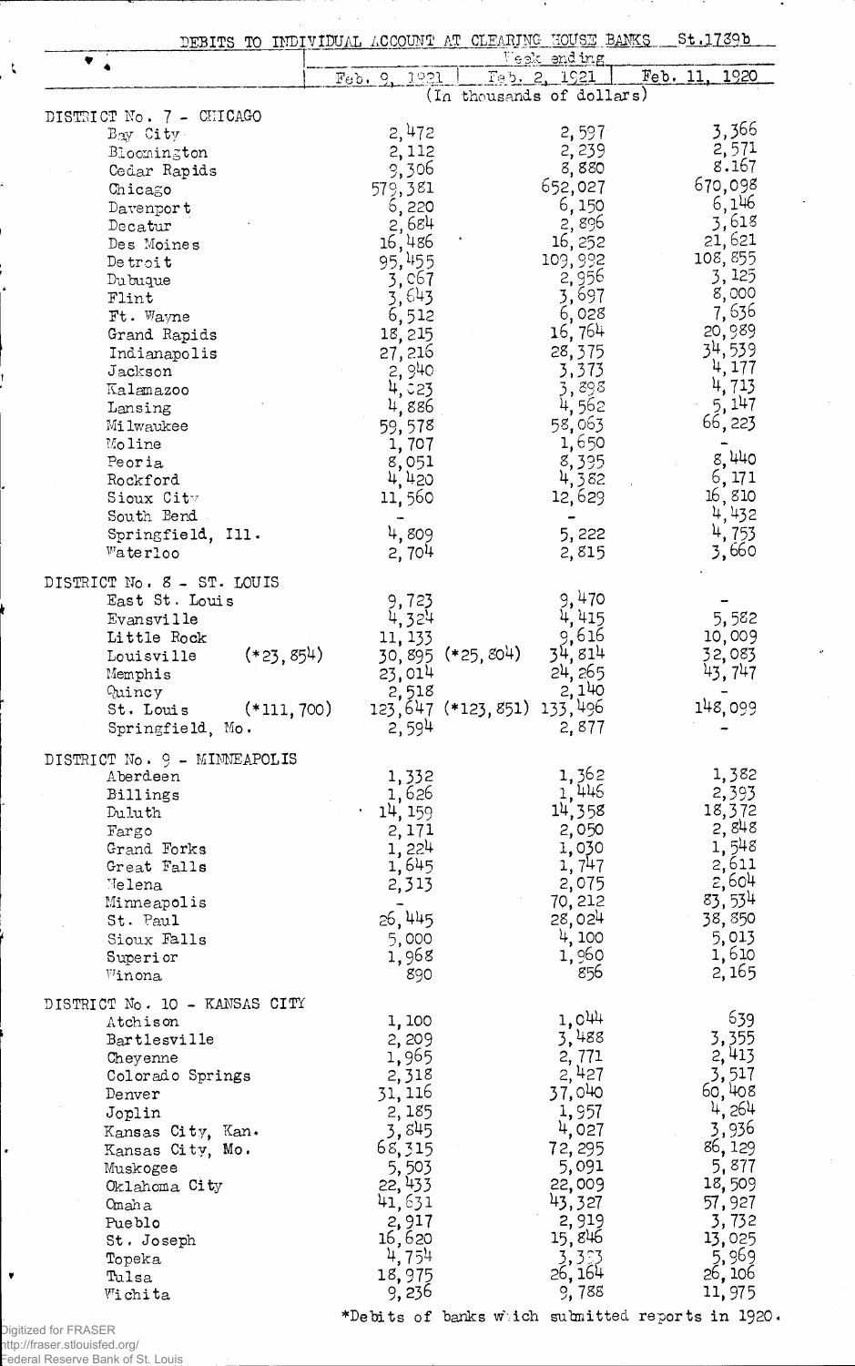DEBITS TO INDIVIDUAL ACCOUNT AT CLEARING HOUSE BANKS St.1789b

| | Week ending | | |
|---|---|---|---|
| | Feb. 9, 1921 | Feb. 2, 1921 | Feb. 11, 1920 |
| | (In thousands of dollars) | | |
| **DISTRICT No. 7 - CHICAGO** | | | |
| Bay City | 2,472 | 2,597 | 3,366 |
| Bloomington | 2,112 | 2,239 | 2,571 |
| Cedar Rapids | 9,306 | 8,880 | 8.167 |
| Chicago | 579,381 | 652,027 | 670,098 |
| Davenport | 6,220 | 6,150 | 6,146 |
| Decatur | 2,684 | 2,896 | 3,618 |
| Des Moines | 16,486 | 16,252 | 21,621 |
| Detroit | 95,455 | 109,992 | 108,855 |
| Dubuque | 3,067 | 2,956 | 3,125 |
| Flint | 3,643 | 3,697 | 8,000 |
| Ft. Wayne | 6,512 | 6,028 | 7,636 |
| Grand Rapids | 18,215 | 16,764 | 20,989 |
| Indianapolis | 27,216 | 28,375 | 34,539 |
| Jackson | 2,940 | 3,373 | 4,177 |
| Kalamazoo | 4,023 | 3,898 | 4,713 |
| Lansing | 4,886 | 4,562 | 5,147 |
| Milwaukee | 59,578 | 58,063 | 66,223 |
| Moline | 1,707 | 1,650 | - |
| Peoria | 8,051 | 8,395 | 8,440 |
| Rockford | 4,420 | 4,382 | 6,171 |
| Sioux City | 11,560 | 12,629 | 16,810 |
| South Bend | - | - | 4,432 |
| Springfield, Ill. | 4,809 | 5,222 | 4,753 |
| Waterloo | 2,704 | 2,815 | 3,660 |
| **DISTRICT No. 8 - ST. LOUIS** | | | |
| East St. Louis | 9,723 | 9,470 | - |
| Evansville | 4,324 | 4,415 | 5,582 |
| Little Rock | 11,133 | 9,616 | 10,009 |
| Louisville (*23,854) | 30,895 (*25,804) | 34,814 | 32,083 |
| Memphis | 23,014 | 24,265 | 43,747 |
| Quincy | 2,518 | 2,140 | - |
| St. Louis (*111,700) | 123,647 (*123,851) | 133,496 | 148,099 |
| Springfield, Mo. | 2,594 | 2,877 | - |
| **DISTRICT No. 9 - MINNEAPOLIS** | | | |
| Aberdeen | 1,332 | 1,362 | 1,382 |
| Billings | 1,626 | 1,446 | 2,393 |
| Duluth | 14,159 | 14,358 | 18,372 |
| Fargo | 2,171 | 2,050 | 2,848 |
| Grand Forks | 1,224 | 1,030 | 1,548 |
| Great Falls | 1,645 | 1,747 | 2,611 |
| Helena | 2,313 | 2,075 | 2,604 |
| Minneapolis | - | 70,212 | 83,534 |
| St. Paul | 26,445 | 28,024 | 38,850 |
| Sioux Falls | 5,000 | 4,100 | 5,013 |
| Superior | 1,968 | 1,960 | 1,610 |
| Winona | 890 | 856 | 2,165 |
| **DISTRICT No. 10 - KANSAS CITY** | | | |
| Atchison | 1,100 | 1,044 | 639 |
| Bartlesville | 2,209 | 3,488 | 3,355 |
| Cheyenne | 1,965 | 2,771 | 2,413 |
| Colorado Springs | 2,318 | 2,427 | 3,517 |
| Denver | 31,116 | 37,040 | 60,408 |
| Joplin | 2,185 | 1,957 | 4,264 |
| Kansas City, Kan. | 3,845 | 4,027 | 3,936 |
| Kansas City, Mo. | 68,315 | 72,295 | 86,129 |
| Muskogee | 5,503 | 5,091 | 5,877 |
| Oklahoma City | 22,433 | 22,009 | 18,509 |
| Omaha | 41,631 | 43,327 | 57,927 |
| Pueblo | 2,917 | 2,919 | 3,732 |
| St. Joseph | 16,620 | 15,846 | 13,025 |
| Topeka | 4,754 | 3,323 | 5,969 |
| Tulsa | 18,975 | 26,164 | 26,106 |
| Wichita | 9,236 | 9,788 | 11,975 |

*Debits of banks which submitted reports in 1920.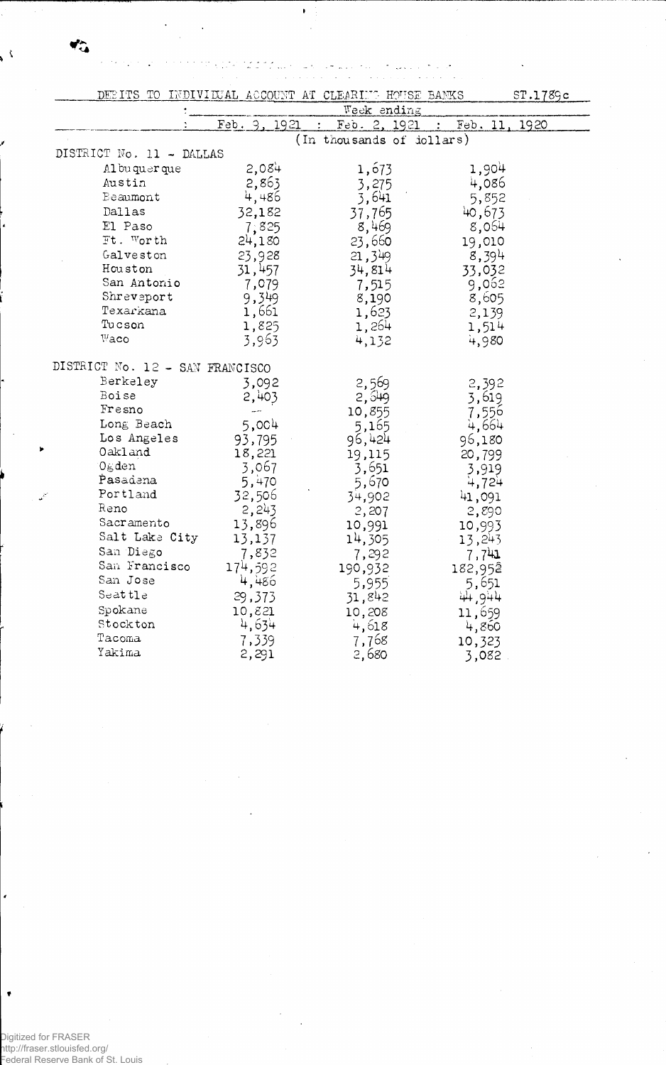DEBITS TO INDIVIDUAL ACCOUNT AT CLEARING HOUSE BANKS ST.1789c

| | Week ending | | |
|---|---|---|---|
| | Feb. 9, 1921 | Feb. 2, 1921 | Feb. 11, 1920 |
| | (In thousands of dollars) | | |
| DISTRICT No. 11 - DALLAS | | | |
| Albuquerque | 2,084 | 1,673 | 1,904 |
| Austin | 2,863 | 3,275 | 4,086 |
| Beaumont | 4,486 | 3,641 | 5,852 |
| Dallas | 32,182 | 37,765 | 40,673 |
| El Paso | 7,825 | 8,469 | 8,064 |
| Ft. Worth | 24,180 | 23,660 | 19,010 |
| Galveston | 23,928 | 21,349 | 8,394 |
| Houston | 31,457 | 34,814 | 33,032 |
| San Antonio | 7,079 | 7,515 | 9,062 |
| Shreveport | 9,349 | 8,190 | 8,605 |
| Texarkana | 1,661 | 1,623 | 2,139 |
| Tucson | 1,825 | 1,264 | 1,514 |
| Waco | 3,963 | 4,132 | 4,980 |
| DISTRICT No. 12 - SAN FRANCISCO | | | |
| Berkeley | 3,092 | 2,569 | 2,392 |
| Boise | 2,403 | 2,649 | 3,619 |
| Fresno | -- | 10,855 | 7,556 |
| Long Beach | 5,004 | 5,165 | 4,664 |
| Los Angeles | 93,795 | 96,424 | 96,180 |
| Oakland | 18,221 | 19,115 | 20,799 |
| Ogden | 3,067 | 3,651 | 3,919 |
| Pasadena | 5,470 | 5,670 | 4,724 |
| Portland | 32,506 | 34,902 | 41,091 |
| Reno | 2,243 | 2,207 | 2,890 |
| Sacramento | 13,896 | 10,991 | 10,993 |
| Salt Lake City | 13,137 | 14,305 | 13,243 |
| San Diego | 7,832 | 7,292 | 7,741 |
| San Francisco | 174,592 | 190,932 | 182,952 |
| San Jose | 4,486 | 5,955 | 5,651 |
| Seattle | 29,373 | 31,842 | 44,944 |
| Spokane | 10,821 | 10,208 | 11,659 |
| Stockton | 4,634 | 4,618 | 4,860 |
| Tacoma | 7,339 | 7,768 | 10,323 |
| Yakima | 2,291 | 2,680 | 3,082 |